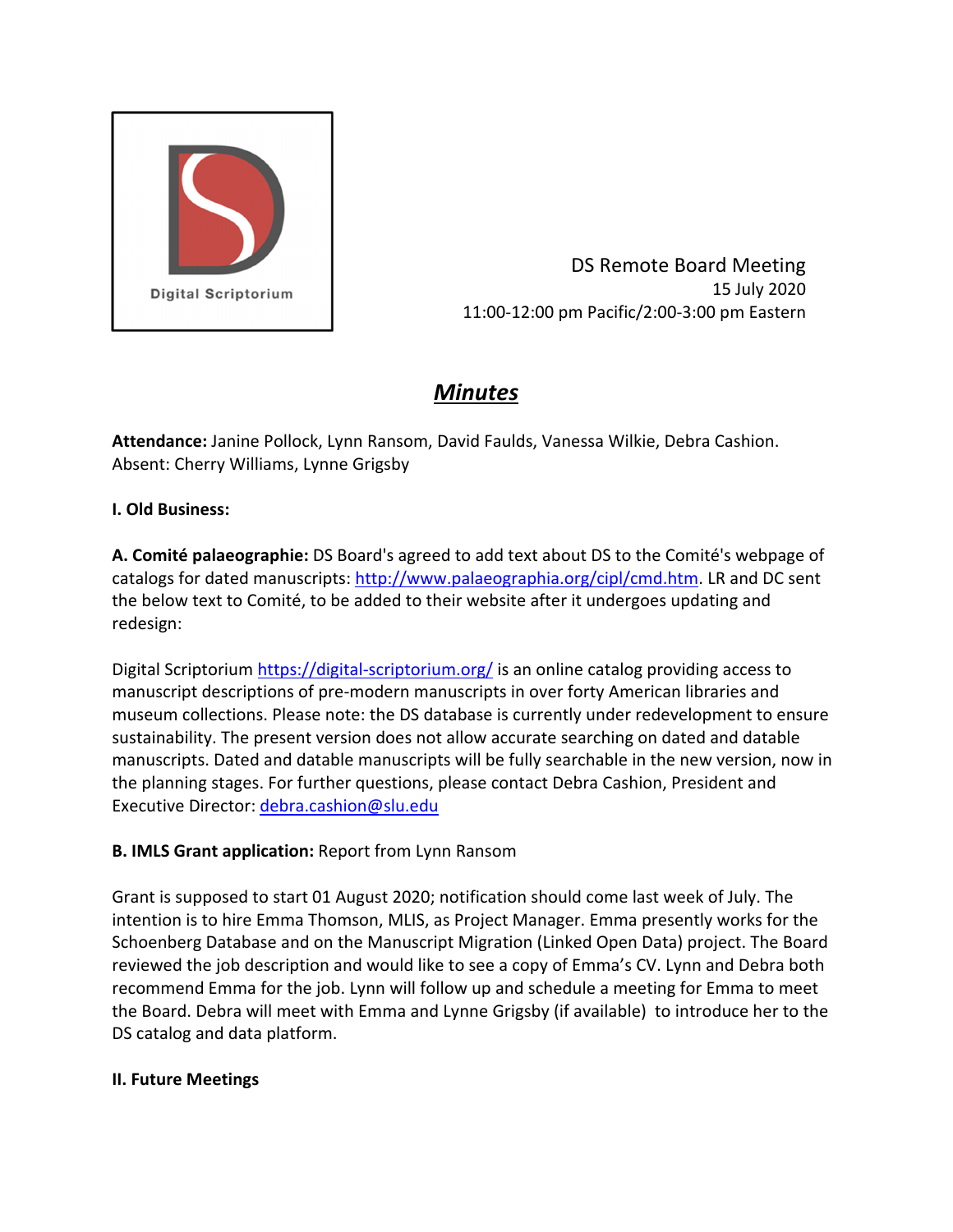Digital Scriptorium

DS Remote Board Meeting
15 July 2020
11:00-12:00 pm Pacific/2:00-3:00 pm Eastern

# ***Minutes***

**Attendance:** Janine Pollock, Lynn Ransom, David Faulds, Vanessa Wilkie, Debra Cashion. Absent: Cherry Williams, Lynne Grigsby

**I. Old Business:**

**A. Comité palaeographie:** DS Board's agreed to add text about DS to the Comité's webpage of catalogs for dated manuscripts: http://www.palaeographia.org/cipl/cmd.htm. LR and DC sent the below text to Comité, to be added to their website after it undergoes updating and redesign:

Digital Scriptorium https://digital-scriptorium.org/ is an online catalog providing access to manuscript descriptions of pre-modern manuscripts in over forty American libraries and museum collections. Please note: the DS database is currently under redevelopment to ensure sustainability. The present version does not allow accurate searching on dated and datable manuscripts. Dated and datable manuscripts will be fully searchable in the new version, now in the planning stages. For further questions, please contact Debra Cashion, President and Executive Director: debra.cashion@slu.edu

**B. IMLS Grant application:** Report from Lynn Ransom

Grant is supposed to start 01 August 2020; notification should come last week of July. The intention is to hire Emma Thomson, MLIS, as Project Manager. Emma presently works for the Schoenberg Database and on the Manuscript Migration (Linked Open Data) project. The Board reviewed the job description and would like to see a copy of Emma's CV. Lynn and Debra both recommend Emma for the job. Lynn will follow up and schedule a meeting for Emma to meet the Board. Debra will meet with Emma and Lynne Grigsby (if available) to introduce her to the DS catalog and data platform.

**II. Future Meetings**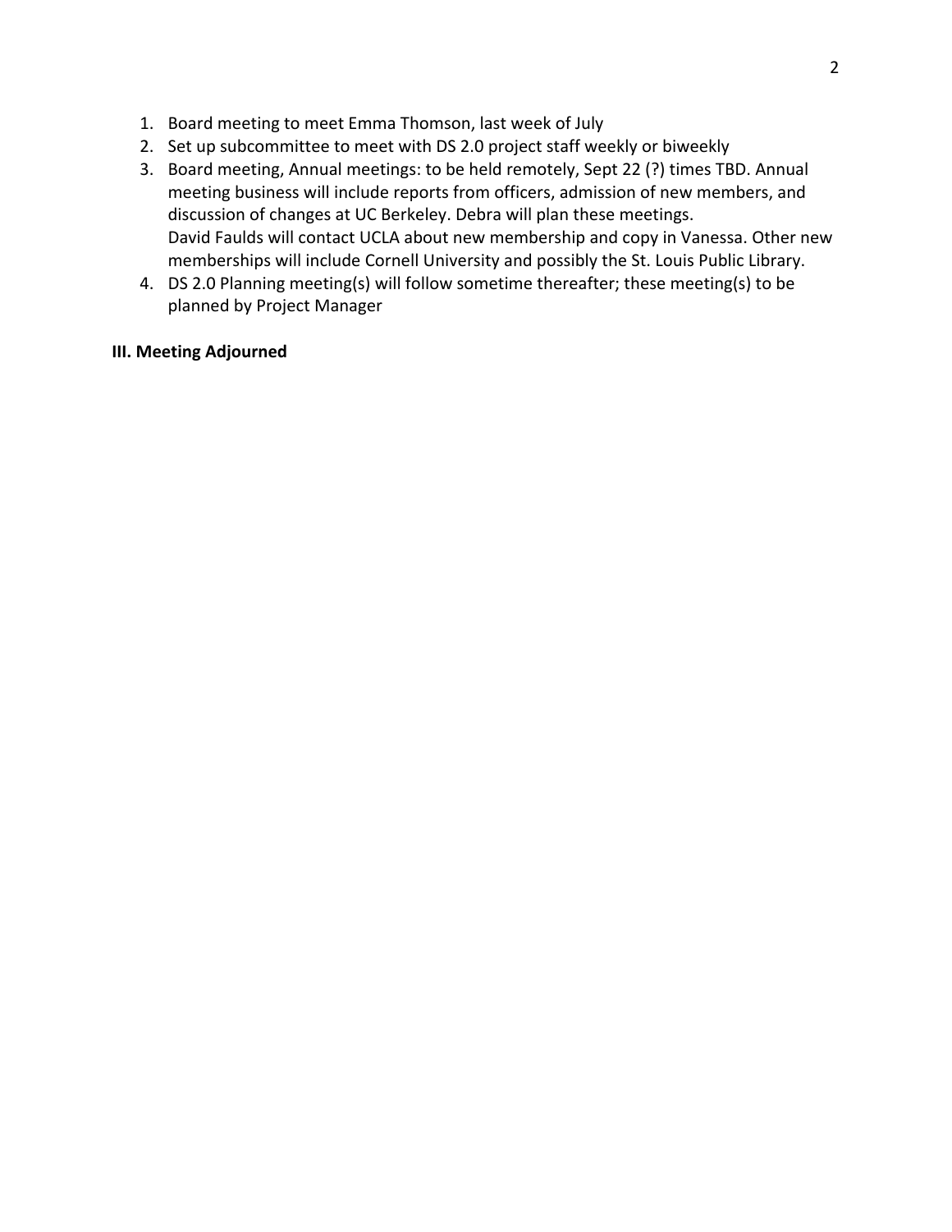1. Board meeting to meet Emma Thomson, last week of July
2. Set up subcommittee to meet with DS 2.0 project staff weekly or biweekly
3. Board meeting, Annual meetings: to be held remotely, Sept 22 (?) times TBD. Annual meeting business will include reports from officers, admission of new members, and discussion of changes at UC Berkeley. Debra will plan these meetings.
   David Faulds will contact UCLA about new membership and copy in Vanessa. Other new memberships will include Cornell University and possibly the St. Louis Public Library.
4. DS 2.0 Planning meeting(s) will follow sometime thereafter; these meeting(s) to be planned by Project Manager

**III. Meeting Adjourned**